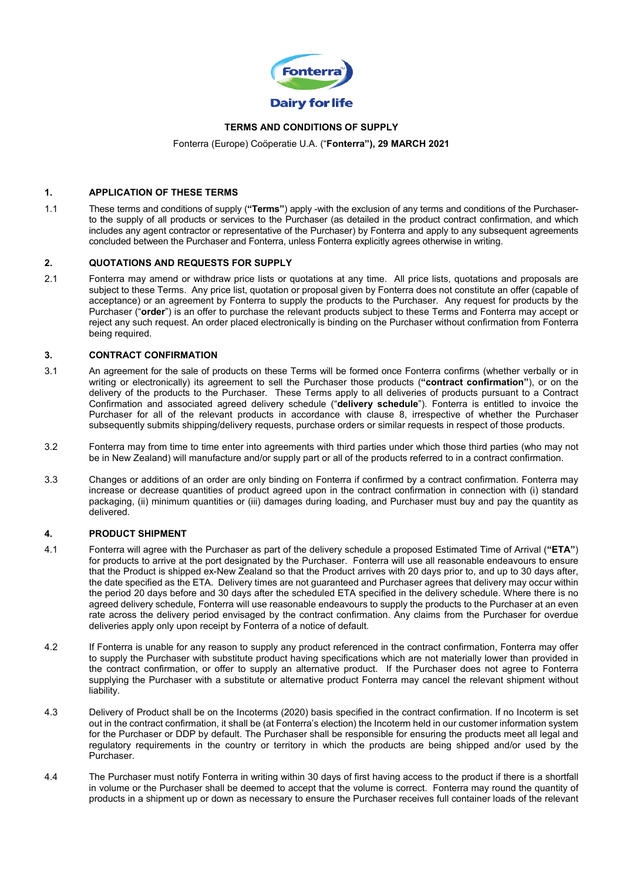# TERMS AND CONDITIONS OF SUPPLY

Fonterra (Europe) Coöperatie U.A. ("**Fonterra"), 29 MARCH 2021**

## 1. APPLICATION OF THESE TERMS

1.1 These terms and conditions of supply (**"Terms"**) apply -with the exclusion of any terms and conditions of the Purchaser- to the supply of all products or services to the Purchaser (as detailed in the product contract confirmation, and which includes any agent contractor or representative of the Purchaser) by Fonterra and apply to any subsequent agreements concluded between the Purchaser and Fonterra, unless Fonterra explicitly agrees otherwise in writing.

## 2. QUOTATIONS AND REQUESTS FOR SUPPLY

2.1 Fonterra may amend or withdraw price lists or quotations at any time. All price lists, quotations and proposals are subject to these Terms. Any price list, quotation or proposal given by Fonterra does not constitute an offer (capable of acceptance) or an agreement by Fonterra to supply the products to the Purchaser. Any request for products by the Purchaser ("**order**") is an offer to purchase the relevant products subject to these Terms and Fonterra may accept or reject any such request. An order placed electronically is binding on the Purchaser without confirmation from Fonterra being required.

## 3. CONTRACT CONFIRMATION

3.1 An agreement for the sale of products on these Terms will be formed once Fonterra confirms (whether verbally or in writing or electronically) its agreement to sell the Purchaser those products (**"contract confirmation"**), or on the delivery of the products to the Purchaser. These Terms apply to all deliveries of products pursuant to a Contract Confirmation and associated agreed delivery schedule ("**delivery schedule**"). Fonterra is entitled to invoice the Purchaser for all of the relevant products in accordance with clause 8, irrespective of whether the Purchaser subsequently submits shipping/delivery requests, purchase orders or similar requests in respect of those products.

3.2 Fonterra may from time to time enter into agreements with third parties under which those third parties (who may not be in New Zealand) will manufacture and/or supply part or all of the products referred to in a contract confirmation.

3.3 Changes or additions of an order are only binding on Fonterra if confirmed by a contract confirmation. Fonterra may increase or decrease quantities of product agreed upon in the contract confirmation in connection with (i) standard packaging, (ii) minimum quantities or (iii) damages during loading, and Purchaser must buy and pay the quantity as delivered.

## 4. PRODUCT SHIPMENT

4.1 Fonterra will agree with the Purchaser as part of the delivery schedule a proposed Estimated Time of Arrival (**"ETA"**) for products to arrive at the port designated by the Purchaser. Fonterra will use all reasonable endeavours to ensure that the Product is shipped ex-New Zealand so that the Product arrives with 20 days prior to, and up to 30 days after, the date specified as the ETA. Delivery times are not guaranteed and Purchaser agrees that delivery may occur within the period 20 days before and 30 days after the scheduled ETA specified in the delivery schedule. Where there is no agreed delivery schedule, Fonterra will use reasonable endeavours to supply the products to the Purchaser at an even rate across the delivery period envisaged by the contract confirmation. Any claims from the Purchaser for overdue deliveries apply only upon receipt by Fonterra of a notice of default.

4.2 If Fonterra is unable for any reason to supply any product referenced in the contract confirmation, Fonterra may offer to supply the Purchaser with substitute product having specifications which are not materially lower than provided in the contract confirmation, or offer to supply an alternative product. If the Purchaser does not agree to Fonterra supplying the Purchaser with a substitute or alternative product Fonterra may cancel the relevant shipment without liability.

4.3 Delivery of Product shall be on the Incoterms (2020) basis specified in the contract confirmation. If no Incoterm is set out in the contract confirmation, it shall be (at Fonterra's election) the Incoterm held in our customer information system for the Purchaser or DDP by default. The Purchaser shall be responsible for ensuring the products meet all legal and regulatory requirements in the country or territory in which the products are being shipped and/or used by the Purchaser.

4.4 The Purchaser must notify Fonterra in writing within 30 days of first having access to the product if there is a shortfall in volume or the Purchaser shall be deemed to accept that the volume is correct. Fonterra may round the quantity of products in a shipment up or down as necessary to ensure the Purchaser receives full container loads of the relevant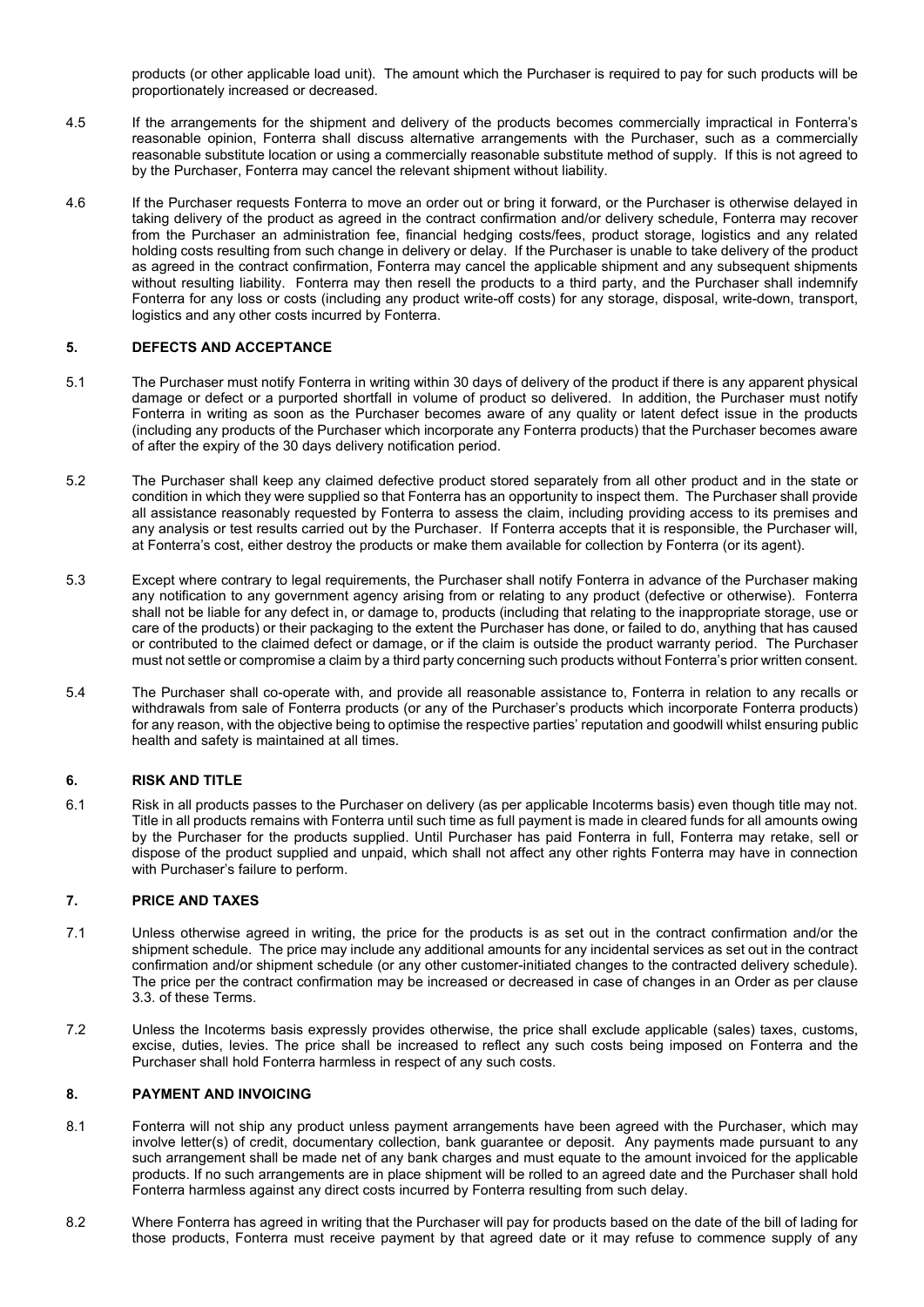products (or other applicable load unit). The amount which the Purchaser is required to pay for such products will be proportionately increased or decreased.

4.5 If the arrangements for the shipment and delivery of the products becomes commercially impractical in Fonterra's reasonable opinion, Fonterra shall discuss alternative arrangements with the Purchaser, such as a commercially reasonable substitute location or using a commercially reasonable substitute method of supply. If this is not agreed to by the Purchaser, Fonterra may cancel the relevant shipment without liability.

4.6 If the Purchaser requests Fonterra to move an order out or bring it forward, or the Purchaser is otherwise delayed in taking delivery of the product as agreed in the contract confirmation and/or delivery schedule, Fonterra may recover from the Purchaser an administration fee, financial hedging costs/fees, product storage, logistics and any related holding costs resulting from such change in delivery or delay. If the Purchaser is unable to take delivery of the product as agreed in the contract confirmation, Fonterra may cancel the applicable shipment and any subsequent shipments without resulting liability. Fonterra may then resell the products to a third party, and the Purchaser shall indemnify Fonterra for any loss or costs (including any product write-off costs) for any storage, disposal, write-down, transport, logistics and any other costs incurred by Fonterra.

## 5. DEFECTS AND ACCEPTANCE

5.1 The Purchaser must notify Fonterra in writing within 30 days of delivery of the product if there is any apparent physical damage or defect or a purported shortfall in volume of product so delivered. In addition, the Purchaser must notify Fonterra in writing as soon as the Purchaser becomes aware of any quality or latent defect issue in the products (including any products of the Purchaser which incorporate any Fonterra products) that the Purchaser becomes aware of after the expiry of the 30 days delivery notification period.

5.2 The Purchaser shall keep any claimed defective product stored separately from all other product and in the state or condition in which they were supplied so that Fonterra has an opportunity to inspect them. The Purchaser shall provide all assistance reasonably requested by Fonterra to assess the claim, including providing access to its premises and any analysis or test results carried out by the Purchaser. If Fonterra accepts that it is responsible, the Purchaser will, at Fonterra's cost, either destroy the products or make them available for collection by Fonterra (or its agent).

5.3 Except where contrary to legal requirements, the Purchaser shall notify Fonterra in advance of the Purchaser making any notification to any government agency arising from or relating to any product (defective or otherwise). Fonterra shall not be liable for any defect in, or damage to, products (including that relating to the inappropriate storage, use or care of the products) or their packaging to the extent the Purchaser has done, or failed to do, anything that has caused or contributed to the claimed defect or damage, or if the claim is outside the product warranty period. The Purchaser must not settle or compromise a claim by a third party concerning such products without Fonterra's prior written consent.

5.4 The Purchaser shall co-operate with, and provide all reasonable assistance to, Fonterra in relation to any recalls or withdrawals from sale of Fonterra products (or any of the Purchaser's products which incorporate Fonterra products) for any reason, with the objective being to optimise the respective parties' reputation and goodwill whilst ensuring public health and safety is maintained at all times.

## 6. RISK AND TITLE

6.1 Risk in all products passes to the Purchaser on delivery (as per applicable Incoterms basis) even though title may not. Title in all products remains with Fonterra until such time as full payment is made in cleared funds for all amounts owing by the Purchaser for the products supplied. Until Purchaser has paid Fonterra in full, Fonterra may retake, sell or dispose of the product supplied and unpaid, which shall not affect any other rights Fonterra may have in connection with Purchaser's failure to perform.

## 7. PRICE AND TAXES

7.1 Unless otherwise agreed in writing, the price for the products is as set out in the contract confirmation and/or the shipment schedule. The price may include any additional amounts for any incidental services as set out in the contract confirmation and/or shipment schedule (or any other customer-initiated changes to the contracted delivery schedule). The price per the contract confirmation may be increased or decreased in case of changes in an Order as per clause 3.3. of these Terms.

7.2 Unless the Incoterms basis expressly provides otherwise, the price shall exclude applicable (sales) taxes, customs, excise, duties, levies. The price shall be increased to reflect any such costs being imposed on Fonterra and the Purchaser shall hold Fonterra harmless in respect of any such costs.

## 8. PAYMENT AND INVOICING

8.1 Fonterra will not ship any product unless payment arrangements have been agreed with the Purchaser, which may involve letter(s) of credit, documentary collection, bank guarantee or deposit. Any payments made pursuant to any such arrangement shall be made net of any bank charges and must equate to the amount invoiced for the applicable products. If no such arrangements are in place shipment will be rolled to an agreed date and the Purchaser shall hold Fonterra harmless against any direct costs incurred by Fonterra resulting from such delay.

8.2 Where Fonterra has agreed in writing that the Purchaser will pay for products based on the date of the bill of lading for those products, Fonterra must receive payment by that agreed date or it may refuse to commence supply of any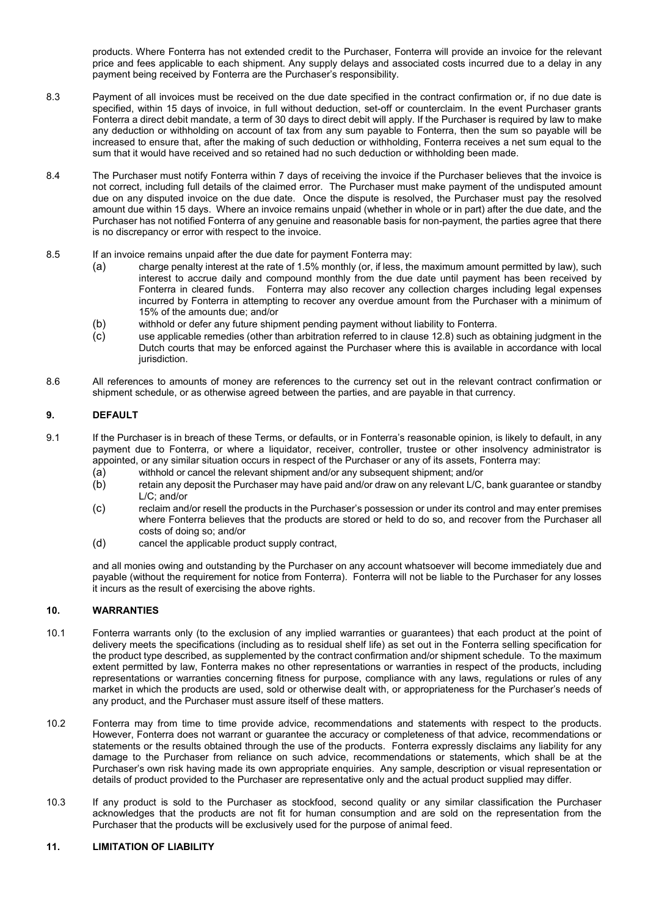products. Where Fonterra has not extended credit to the Purchaser, Fonterra will provide an invoice for the relevant price and fees applicable to each shipment. Any supply delays and associated costs incurred due to a delay in any payment being received by Fonterra are the Purchaser's responsibility.

8.3 Payment of all invoices must be received on the due date specified in the contract confirmation or, if no due date is specified, within 15 days of invoice, in full without deduction, set-off or counterclaim. In the event Purchaser grants Fonterra a direct debit mandate, a term of 30 days to direct debit will apply. If the Purchaser is required by law to make any deduction or withholding on account of tax from any sum payable to Fonterra, then the sum so payable will be increased to ensure that, after the making of such deduction or withholding, Fonterra receives a net sum equal to the sum that it would have received and so retained had no such deduction or withholding been made.

8.4 The Purchaser must notify Fonterra within 7 days of receiving the invoice if the Purchaser believes that the invoice is not correct, including full details of the claimed error. The Purchaser must make payment of the undisputed amount due on any disputed invoice on the due date. Once the dispute is resolved, the Purchaser must pay the resolved amount due within 15 days. Where an invoice remains unpaid (whether in whole or in part) after the due date, and the Purchaser has not notified Fonterra of any genuine and reasonable basis for non-payment, the parties agree that there is no discrepancy or error with respect to the invoice.

8.5 If an invoice remains unpaid after the due date for payment Fonterra may:

(a) charge penalty interest at the rate of 1.5% monthly (or, if less, the maximum amount permitted by law), such interest to accrue daily and compound monthly from the due date until payment has been received by Fonterra in cleared funds. Fonterra may also recover any collection charges including legal expenses incurred by Fonterra in attempting to recover any overdue amount from the Purchaser with a minimum of 15% of the amounts due; and/or

(b) withhold or defer any future shipment pending payment without liability to Fonterra.

(c) use applicable remedies (other than arbitration referred to in clause 12.8) such as obtaining judgment in the Dutch courts that may be enforced against the Purchaser where this is available in accordance with local jurisdiction.

8.6 All references to amounts of money are references to the currency set out in the relevant contract confirmation or shipment schedule, or as otherwise agreed between the parties, and are payable in that currency.

## 9. DEFAULT

9.1 If the Purchaser is in breach of these Terms, or defaults, or in Fonterra's reasonable opinion, is likely to default, in any payment due to Fonterra, or where a liquidator, receiver, controller, trustee or other insolvency administrator is appointed, or any similar situation occurs in respect of the Purchaser or any of its assets, Fonterra may:

(a) withhold or cancel the relevant shipment and/or any subsequent shipment; and/or

(b) retain any deposit the Purchaser may have paid and/or draw on any relevant L/C, bank guarantee or standby L/C; and/or

(c) reclaim and/or resell the products in the Purchaser's possession or under its control and may enter premises where Fonterra believes that the products are stored or held to do so, and recover from the Purchaser all costs of doing so; and/or

(d) cancel the applicable product supply contract,

and all monies owing and outstanding by the Purchaser on any account whatsoever will become immediately due and payable (without the requirement for notice from Fonterra). Fonterra will not be liable to the Purchaser for any losses it incurs as the result of exercising the above rights.

## 10. WARRANTIES

10.1 Fonterra warrants only (to the exclusion of any implied warranties or guarantees) that each product at the point of delivery meets the specifications (including as to residual shelf life) as set out in the Fonterra selling specification for the product type described, as supplemented by the contract confirmation and/or shipment schedule. To the maximum extent permitted by law, Fonterra makes no other representations or warranties in respect of the products, including representations or warranties concerning fitness for purpose, compliance with any laws, regulations or rules of any market in which the products are used, sold or otherwise dealt with, or appropriateness for the Purchaser's needs of any product, and the Purchaser must assure itself of these matters.

10.2 Fonterra may from time to time provide advice, recommendations and statements with respect to the products. However, Fonterra does not warrant or guarantee the accuracy or completeness of that advice, recommendations or statements or the results obtained through the use of the products. Fonterra expressly disclaims any liability for any damage to the Purchaser from reliance on such advice, recommendations or statements, which shall be at the Purchaser's own risk having made its own appropriate enquiries. Any sample, description or visual representation or details of product provided to the Purchaser are representative only and the actual product supplied may differ.

10.3 If any product is sold to the Purchaser as stockfood, second quality or any similar classification the Purchaser acknowledges that the products are not fit for human consumption and are sold on the representation from the Purchaser that the products will be exclusively used for the purpose of animal feed.

## 11. LIMITATION OF LIABILITY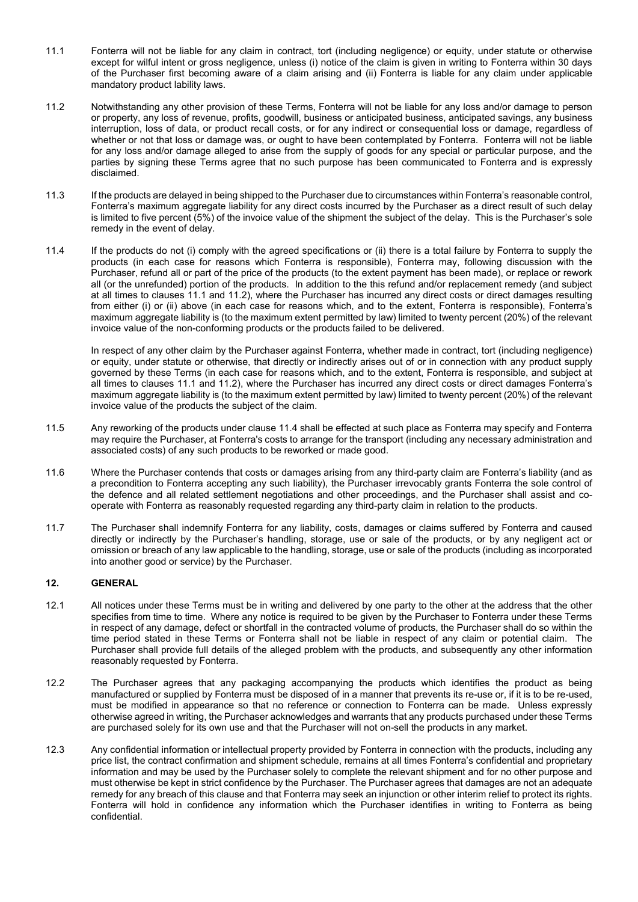11.1 Fonterra will not be liable for any claim in contract, tort (including negligence) or equity, under statute or otherwise except for wilful intent or gross negligence, unless (i) notice of the claim is given in writing to Fonterra within 30 days of the Purchaser first becoming aware of a claim arising and (ii) Fonterra is liable for any claim under applicable mandatory product liability laws.

11.2 Notwithstanding any other provision of these Terms, Fonterra will not be liable for any loss and/or damage to person or property, any loss of revenue, profits, goodwill, business or anticipated business, anticipated savings, any business interruption, loss of data, or product recall costs, or for any indirect or consequential loss or damage, regardless of whether or not that loss or damage was, or ought to have been contemplated by Fonterra. Fonterra will not be liable for any loss and/or damage alleged to arise from the supply of goods for any special or particular purpose, and the parties by signing these Terms agree that no such purpose has been communicated to Fonterra and is expressly disclaimed.

11.3 If the products are delayed in being shipped to the Purchaser due to circumstances within Fonterra's reasonable control, Fonterra's maximum aggregate liability for any direct costs incurred by the Purchaser as a direct result of such delay is limited to five percent (5%) of the invoice value of the shipment the subject of the delay. This is the Purchaser's sole remedy in the event of delay.

11.4 If the products do not (i) comply with the agreed specifications or (ii) there is a total failure by Fonterra to supply the products (in each case for reasons which Fonterra is responsible), Fonterra may, following discussion with the Purchaser, refund all or part of the price of the products (to the extent payment has been made), or replace or rework all (or the unrefunded) portion of the products. In addition to the this refund and/or replacement remedy (and subject at all times to clauses 11.1 and 11.2), where the Purchaser has incurred any direct costs or direct damages resulting from either (i) or (ii) above (in each case for reasons which, and to the extent, Fonterra is responsible), Fonterra's maximum aggregate liability is (to the maximum extent permitted by law) limited to twenty percent (20%) of the relevant invoice value of the non-conforming products or the products failed to be delivered.

In respect of any other claim by the Purchaser against Fonterra, whether made in contract, tort (including negligence) or equity, under statute or otherwise, that directly or indirectly arises out of or in connection with any product supply governed by these Terms (in each case for reasons which, and to the extent, Fonterra is responsible, and subject at all times to clauses 11.1 and 11.2), where the Purchaser has incurred any direct costs or direct damages Fonterra's maximum aggregate liability is (to the maximum extent permitted by law) limited to twenty percent (20%) of the relevant invoice value of the products the subject of the claim.

11.5 Any reworking of the products under clause 11.4 shall be effected at such place as Fonterra may specify and Fonterra may require the Purchaser, at Fonterra's costs to arrange for the transport (including any necessary administration and associated costs) of any such products to be reworked or made good.

11.6 Where the Purchaser contends that costs or damages arising from any third-party claim are Fonterra's liability (and as a precondition to Fonterra accepting any such liability), the Purchaser irrevocably grants Fonterra the sole control of the defence and all related settlement negotiations and other proceedings, and the Purchaser shall assist and co-operate with Fonterra as reasonably requested regarding any third-party claim in relation to the products.

11.7 The Purchaser shall indemnify Fonterra for any liability, costs, damages or claims suffered by Fonterra and caused directly or indirectly by the Purchaser's handling, storage, use or sale of the products, or by any negligent act or omission or breach of any law applicable to the handling, storage, use or sale of the products (including as incorporated into another good or service) by the Purchaser.

## 12. GENERAL

12.1 All notices under these Terms must be in writing and delivered by one party to the other at the address that the other specifies from time to time. Where any notice is required to be given by the Purchaser to Fonterra under these Terms in respect of any damage, defect or shortfall in the contracted volume of products, the Purchaser shall do so within the time period stated in these Terms or Fonterra shall not be liable in respect of any claim or potential claim. The Purchaser shall provide full details of the alleged problem with the products, and subsequently any other information reasonably requested by Fonterra.

12.2 The Purchaser agrees that any packaging accompanying the products which identifies the product as being manufactured or supplied by Fonterra must be disposed of in a manner that prevents its re-use or, if it is to be re-used, must be modified in appearance so that no reference or connection to Fonterra can be made. Unless expressly otherwise agreed in writing, the Purchaser acknowledges and warrants that any products purchased under these Terms are purchased solely for its own use and that the Purchaser will not on-sell the products in any market.

12.3 Any confidential information or intellectual property provided by Fonterra in connection with the products, including any price list, the contract confirmation and shipment schedule, remains at all times Fonterra's confidential and proprietary information and may be used by the Purchaser solely to complete the relevant shipment and for no other purpose and must otherwise be kept in strict confidence by the Purchaser. The Purchaser agrees that damages are not an adequate remedy for any breach of this clause and that Fonterra may seek an injunction or other interim relief to protect its rights. Fonterra will hold in confidence any information which the Purchaser identifies in writing to Fonterra as being confidential.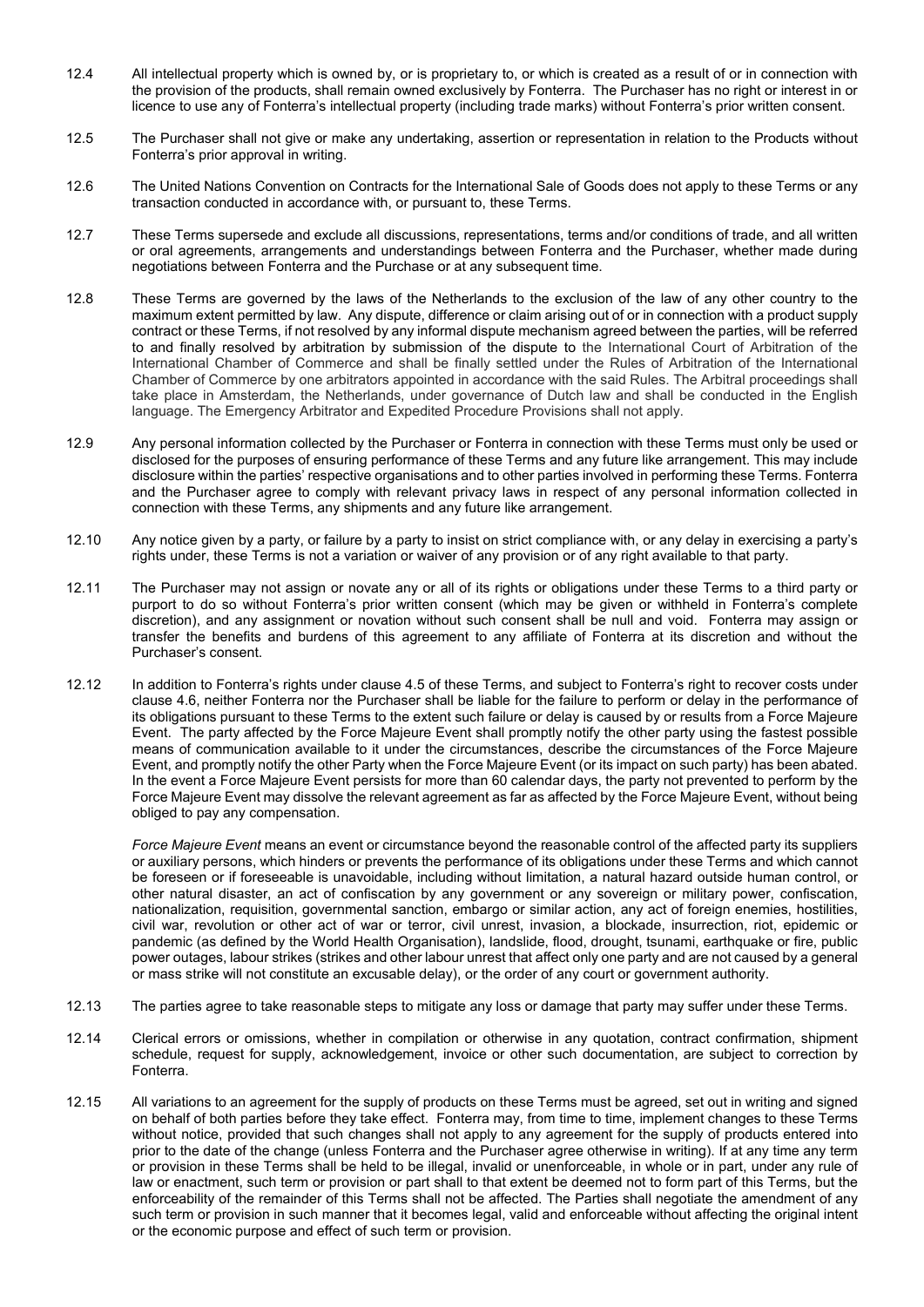12.4 All intellectual property which is owned by, or is proprietary to, or which is created as a result of or in connection with the provision of the products, shall remain owned exclusively by Fonterra. The Purchaser has no right or interest in or licence to use any of Fonterra's intellectual property (including trade marks) without Fonterra's prior written consent.

12.5 The Purchaser shall not give or make any undertaking, assertion or representation in relation to the Products without Fonterra's prior approval in writing.

12.6 The United Nations Convention on Contracts for the International Sale of Goods does not apply to these Terms or any transaction conducted in accordance with, or pursuant to, these Terms.

12.7 These Terms supersede and exclude all discussions, representations, terms and/or conditions of trade, and all written or oral agreements, arrangements and understandings between Fonterra and the Purchaser, whether made during negotiations between Fonterra and the Purchase or at any subsequent time.

12.8 These Terms are governed by the laws of the Netherlands to the exclusion of the law of any other country to the maximum extent permitted by law. Any dispute, difference or claim arising out of or in connection with a product supply contract or these Terms, if not resolved by any informal dispute mechanism agreed between the parties, will be referred to and finally resolved by arbitration by submission of the dispute to the International Court of Arbitration of the International Chamber of Commerce and shall be finally settled under the Rules of Arbitration of the International Chamber of Commerce by one arbitrators appointed in accordance with the said Rules. The Arbitral proceedings shall take place in Amsterdam, the Netherlands, under governance of Dutch law and shall be conducted in the English language. The Emergency Arbitrator and Expedited Procedure Provisions shall not apply.

12.9 Any personal information collected by the Purchaser or Fonterra in connection with these Terms must only be used or disclosed for the purposes of ensuring performance of these Terms and any future like arrangement. This may include disclosure within the parties' respective organisations and to other parties involved in performing these Terms. Fonterra and the Purchaser agree to comply with relevant privacy laws in respect of any personal information collected in connection with these Terms, any shipments and any future like arrangement.

12.10 Any notice given by a party, or failure by a party to insist on strict compliance with, or any delay in exercising a party's rights under, these Terms is not a variation or waiver of any provision or of any right available to that party.

12.11 The Purchaser may not assign or novate any or all of its rights or obligations under these Terms to a third party or purport to do so without Fonterra's prior written consent (which may be given or withheld in Fonterra's complete discretion), and any assignment or novation without such consent shall be null and void. Fonterra may assign or transfer the benefits and burdens of this agreement to any affiliate of Fonterra at its discretion and without the Purchaser's consent.

12.12 In addition to Fonterra's rights under clause 4.5 of these Terms, and subject to Fonterra's right to recover costs under clause 4.6, neither Fonterra nor the Purchaser shall be liable for the failure to perform or delay in the performance of its obligations pursuant to these Terms to the extent such failure or delay is caused by or results from a Force Majeure Event. The party affected by the Force Majeure Event shall promptly notify the other party using the fastest possible means of communication available to it under the circumstances, describe the circumstances of the Force Majeure Event, and promptly notify the other Party when the Force Majeure Event (or its impact on such party) has been abated. In the event a Force Majeure Event persists for more than 60 calendar days, the party not prevented to perform by the Force Majeure Event may dissolve the relevant agreement as far as affected by the Force Majeure Event, without being obliged to pay any compensation.

*Force Majeure Event* means an event or circumstance beyond the reasonable control of the affected party its suppliers or auxiliary persons, which hinders or prevents the performance of its obligations under these Terms and which cannot be foreseen or if foreseeable is unavoidable, including without limitation, a natural hazard outside human control, or other natural disaster, an act of confiscation by any government or any sovereign or military power, confiscation, nationalization, requisition, governmental sanction, embargo or similar action, any act of foreign enemies, hostilities, civil war, revolution or other act of war or terror, civil unrest, invasion, a blockade, insurrection, riot, epidemic or pandemic (as defined by the World Health Organisation), landslide, flood, drought, tsunami, earthquake or fire, public power outages, labour strikes (strikes and other labour unrest that affect only one party and are not caused by a general or mass strike will not constitute an excusable delay), or the order of any court or government authority.

12.13 The parties agree to take reasonable steps to mitigate any loss or damage that party may suffer under these Terms.

12.14 Clerical errors or omissions, whether in compilation or otherwise in any quotation, contract confirmation, shipment schedule, request for supply, acknowledgement, invoice or other such documentation, are subject to correction by Fonterra.

12.15 All variations to an agreement for the supply of products on these Terms must be agreed, set out in writing and signed on behalf of both parties before they take effect. Fonterra may, from time to time, implement changes to these Terms without notice, provided that such changes shall not apply to any agreement for the supply of products entered into prior to the date of the change (unless Fonterra and the Purchaser agree otherwise in writing). If at any time any term or provision in these Terms shall be held to be illegal, invalid or unenforceable, in whole or in part, under any rule of law or enactment, such term or provision or part shall to that extent be deemed not to form part of this Terms, but the enforceability of the remainder of this Terms shall not be affected. The Parties shall negotiate the amendment of any such term or provision in such manner that it becomes legal, valid and enforceable without affecting the original intent or the economic purpose and effect of such term or provision.